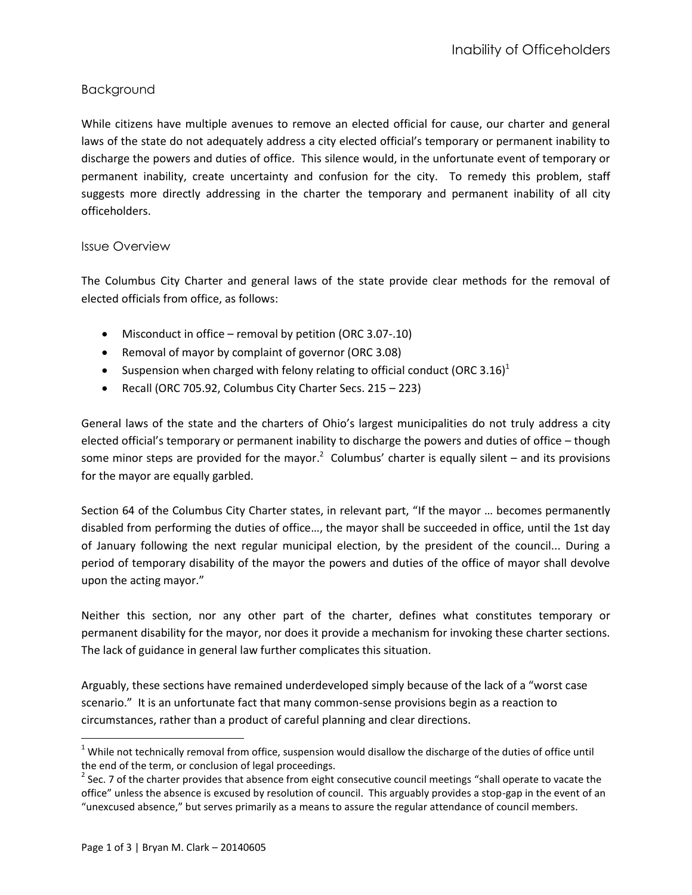## Background

While citizens have multiple avenues to remove an elected official for cause, our charter and general laws of the state do not adequately address a city elected official's temporary or permanent inability to discharge the powers and duties of office. This silence would, in the unfortunate event of temporary or permanent inability, create uncertainty and confusion for the city. To remedy this problem, staff suggests more directly addressing in the charter the temporary and permanent inability of all city officeholders.

### Issue Overview

The Columbus City Charter and general laws of the state provide clear methods for the removal of elected officials from office, as follows:

- Misconduct in office – removal by petition (ORC 3.07-.10)
- Removal of mayor by complaint of governor (ORC 3.08)
- Suspension when charged with felony relating to official conduct (ORC 3.16)[1]
- Recall (ORC 705.92, Columbus City Charter Secs. 215 – 223)

General laws of the state and the charters of Ohio's largest municipalities do not truly address a city elected official's temporary or permanent inability to discharge the powers and duties of office – though some minor steps are provided for the mayor.[2] Columbus' charter is equally silent – and its provisions for the mayor are equally garbled.

Section 64 of the Columbus City Charter states, in relevant part, "If the mayor … becomes permanently disabled from performing the duties of office…, the mayor shall be succeeded in office, until the 1st day of January following the next regular municipal election, by the president of the council... During a period of temporary disability of the mayor the powers and duties of the office of mayor shall devolve upon the acting mayor."

Neither this section, nor any other part of the charter, defines what constitutes temporary or permanent disability for the mayor, nor does it provide a mechanism for invoking these charter sections. The lack of guidance in general law further complicates this situation.

Arguably, these sections have remained underdeveloped simply because of the lack of a "worst case scenario." It is an unfortunate fact that many common-sense provisions begin as a reaction to circumstances, rather than a product of careful planning and clear directions.

---

[1] While not technically removal from office, suspension would disallow the discharge of the duties of office until the end of the term, or conclusion of legal proceedings.

[2] Sec. 7 of the charter provides that absence from eight consecutive council meetings "shall operate to vacate the office" unless the absence is excused by resolution of council. This arguably provides a stop-gap in the event of an "unexcused absence," but serves primarily as a means to assure the regular attendance of council members.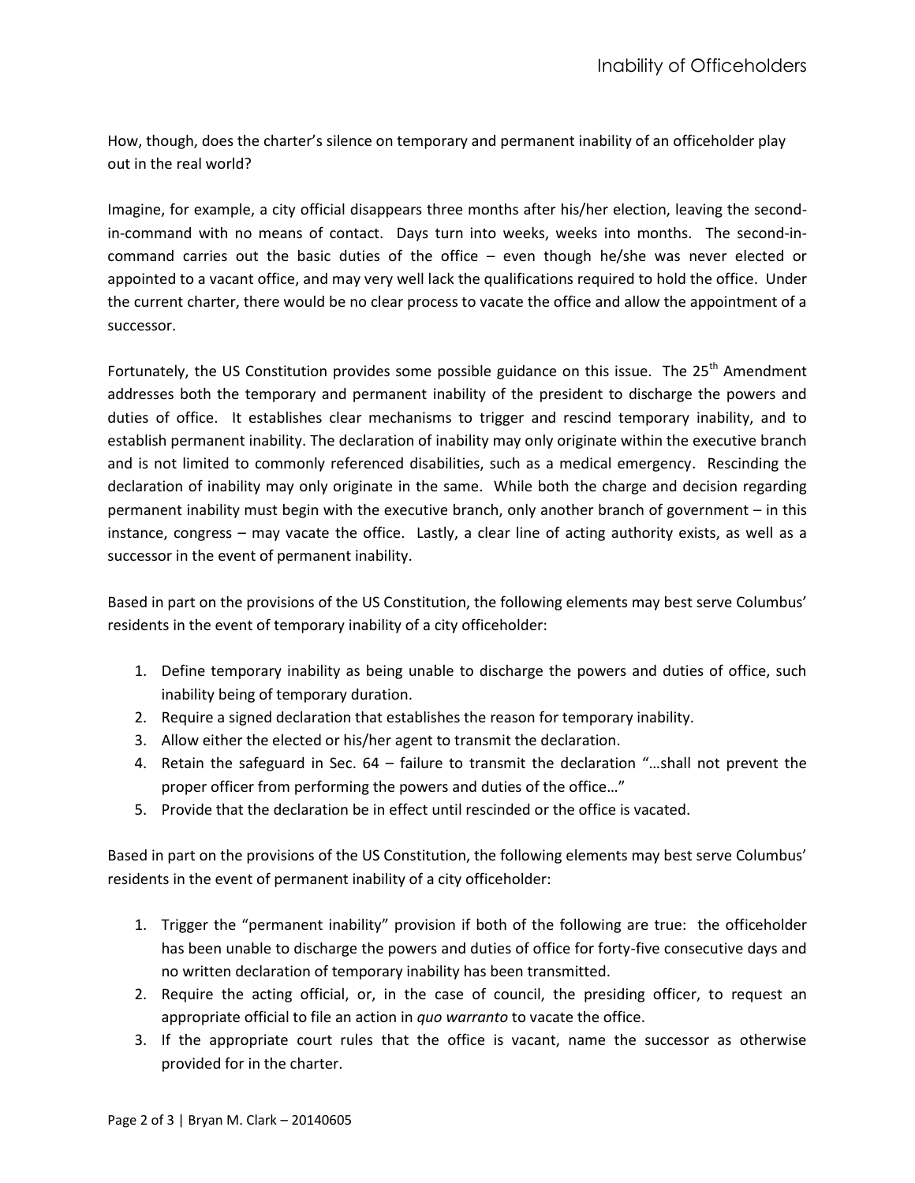How, though, does the charter's silence on temporary and permanent inability of an officeholder play out in the real world?

Imagine, for example, a city official disappears three months after his/her election, leaving the second-in-command with no means of contact. Days turn into weeks, weeks into months. The second-in-command carries out the basic duties of the office – even though he/she was never elected or appointed to a vacant office, and may very well lack the qualifications required to hold the office. Under the current charter, there would be no clear process to vacate the office and allow the appointment of a successor.

Fortunately, the US Constitution provides some possible guidance on this issue. The 25th Amendment addresses both the temporary and permanent inability of the president to discharge the powers and duties of office. It establishes clear mechanisms to trigger and rescind temporary inability, and to establish permanent inability. The declaration of inability may only originate within the executive branch and is not limited to commonly referenced disabilities, such as a medical emergency. Rescinding the declaration of inability may only originate in the same. While both the charge and decision regarding permanent inability must begin with the executive branch, only another branch of government – in this instance, congress – may vacate the office. Lastly, a clear line of acting authority exists, as well as a successor in the event of permanent inability.

Based in part on the provisions of the US Constitution, the following elements may best serve Columbus' residents in the event of temporary inability of a city officeholder:

1. Define temporary inability as being unable to discharge the powers and duties of office, such inability being of temporary duration.
2. Require a signed declaration that establishes the reason for temporary inability.
3. Allow either the elected or his/her agent to transmit the declaration.
4. Retain the safeguard in Sec. 64 – failure to transmit the declaration "…shall not prevent the proper officer from performing the powers and duties of the office…"
5. Provide that the declaration be in effect until rescinded or the office is vacated.

Based in part on the provisions of the US Constitution, the following elements may best serve Columbus' residents in the event of permanent inability of a city officeholder:

1. Trigger the "permanent inability" provision if both of the following are true: the officeholder has been unable to discharge the powers and duties of office for forty-five consecutive days and no written declaration of temporary inability has been transmitted.
2. Require the acting official, or, in the case of council, the presiding officer, to request an appropriate official to file an action in *quo warranto* to vacate the office.
3. If the appropriate court rules that the office is vacant, name the successor as otherwise provided for in the charter.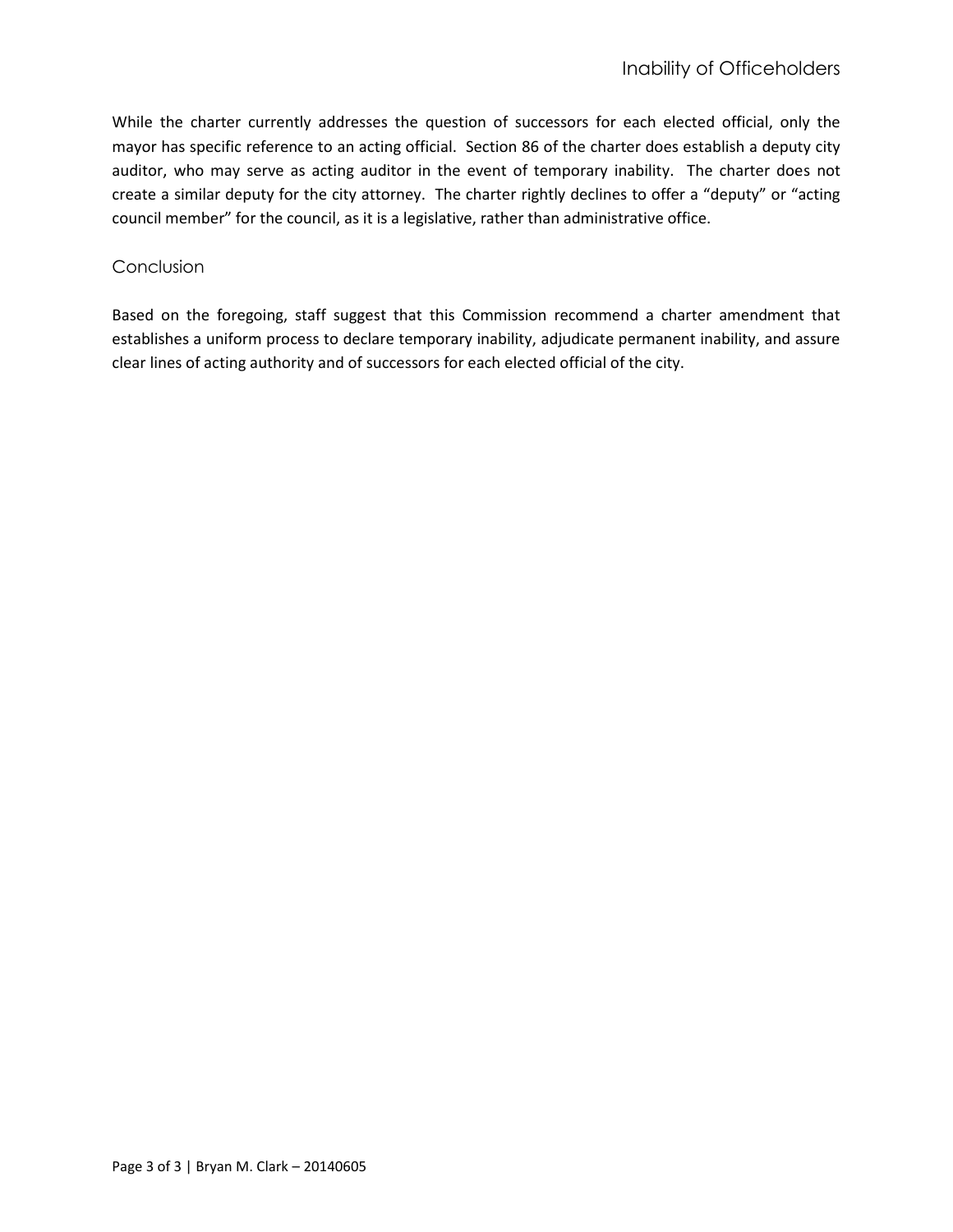While the charter currently addresses the question of successors for each elected official, only the mayor has specific reference to an acting official. Section 86 of the charter does establish a deputy city auditor, who may serve as acting auditor in the event of temporary inability. The charter does not create a similar deputy for the city attorney. The charter rightly declines to offer a "deputy" or "acting council member" for the council, as it is a legislative, rather than administrative office.

## Conclusion

Based on the foregoing, staff suggest that this Commission recommend a charter amendment that establishes a uniform process to declare temporary inability, adjudicate permanent inability, and assure clear lines of acting authority and of successors for each elected official of the city.